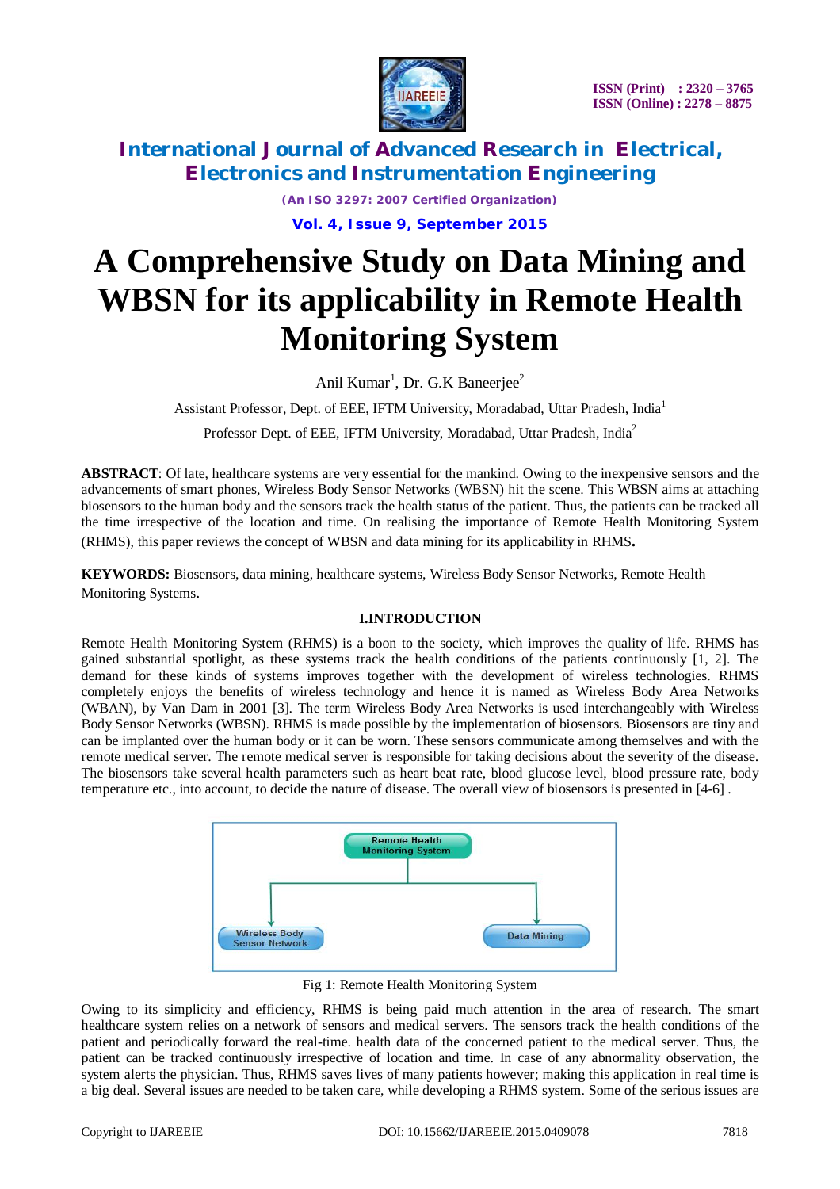# A Comprehensive Study on Data Mining and WBSN for its applicability in Remote Health Monitoring System

Anil Kumar[1], Dr. G.K Baneerjee[2]

Assistant Professor, Dept. of EEE, IFTM University, Moradabad, Uttar Pradesh, India[1]

Professor Dept. of EEE, IFTM University, Moradabad, Uttar Pradesh, India[2]

**ABSTRACT**: Of late, healthcare systems are very essential for the mankind. Owing to the inexpensive sensors and the advancements of smart phones, Wireless Body Sensor Networks (WBSN) hit the scene. This WBSN aims at attaching biosensors to the human body and the sensors track the health status of the patient. Thus, the patients can be tracked all the time irrespective of the location and time. On realising the importance of Remote Health Monitoring System (RHMS), this paper reviews the concept of WBSN and data mining for its applicability in RHMS**.**

**KEYWORDS:** Biosensors, data mining, healthcare systems, Wireless Body Sensor Networks, Remote Health Monitoring Systems.

## I.INTRODUCTION

Remote Health Monitoring System (RHMS) is a boon to the society, which improves the quality of life. RHMS has gained substantial spotlight, as these systems track the health conditions of the patients continuously [1, 2]. The demand for these kinds of systems improves together with the development of wireless technologies. RHMS completely enjoys the benefits of wireless technology and hence it is named as Wireless Body Area Networks (WBAN), by Van Dam in 2001 [3]. The term Wireless Body Area Networks is used interchangeably with Wireless Body Sensor Networks (WBSN). RHMS is made possible by the implementation of biosensors. Biosensors are tiny and can be implanted over the human body or it can be worn. These sensors communicate among themselves and with the remote medical server. The remote medical server is responsible for taking decisions about the severity of the disease. The biosensors take several health parameters such as heart beat rate, blood glucose level, blood pressure rate, body temperature etc., into account, to decide the nature of disease. The overall view of biosensors is presented in [4-6] .

Remote Health Monitoring System

Wireless Body Sensor Network

Data Mining

Fig 1: Remote Health Monitoring System

Owing to its simplicity and efficiency, RHMS is being paid much attention in the area of research. The smart healthcare system relies on a network of sensors and medical servers. The sensors track the health conditions of the patient and periodically forward the real-time. health data of the concerned patient to the medical server. Thus, the patient can be tracked continuously irrespective of location and time. In case of any abnormality observation, the system alerts the physician. Thus, RHMS saves lives of many patients however; making this application in real time is a big deal. Several issues are needed to be taken care, while developing a RHMS system. Some of the serious issues are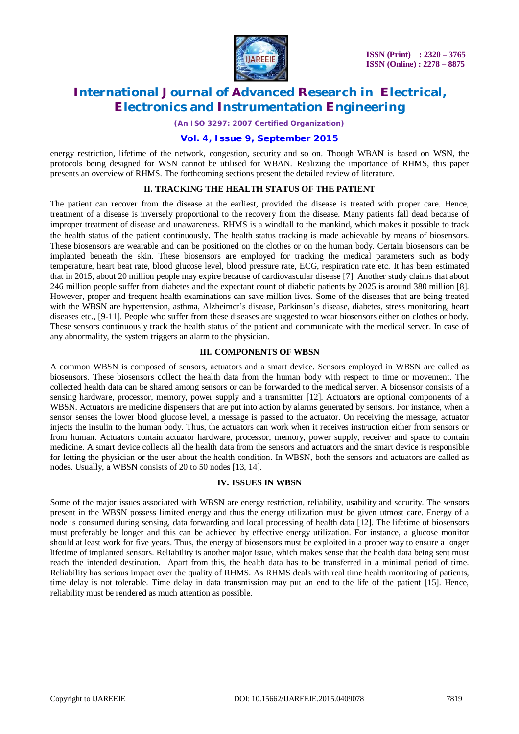energy restriction, lifetime of the network, congestion, security and so on. Though WBAN is based on WSN, the protocols being designed for WSN cannot be utilised for WBAN. Realizing the importance of RHMS, this paper presents an overview of RHMS. The forthcoming sections present the detailed review of literature.

## II. TRACKING THE HEALTH STATUS OF THE PATIENT

The patient can recover from the disease at the earliest, provided the disease is treated with proper care. Hence, treatment of a disease is inversely proportional to the recovery from the disease. Many patients fall dead because of improper treatment of disease and unawareness. RHMS is a windfall to the mankind, which makes it possible to track the health status of the patient continuously. The health status tracking is made achievable by means of biosensors. These biosensors are wearable and can be positioned on the clothes or on the human body. Certain biosensors can be implanted beneath the skin. These biosensors are employed for tracking the medical parameters such as body temperature, heart beat rate, blood glucose level, blood pressure rate, ECG, respiration rate etc. It has been estimated that in 2015, about 20 million people may expire because of cardiovascular disease [7]. Another study claims that about 246 million people suffer from diabetes and the expectant count of diabetic patients by 2025 is around 380 million [8]. However, proper and frequent health examinations can save million lives. Some of the diseases that are being treated with the WBSN are hypertension, asthma, Alzheimer's disease, Parkinson's disease, diabetes, stress monitoring, heart diseases etc., [9-11]. People who suffer from these diseases are suggested to wear biosensors either on clothes or body. These sensors continuously track the health status of the patient and communicate with the medical server. In case of any abnormality, the system triggers an alarm to the physician.

## III. COMPONENTS OF WBSN

A common WBSN is composed of sensors, actuators and a smart device. Sensors employed in WBSN are called as biosensors. These biosensors collect the health data from the human body with respect to time or movement. The collected health data can be shared among sensors or can be forwarded to the medical server. A biosensor consists of a sensing hardware, processor, memory, power supply and a transmitter [12]. Actuators are optional components of a WBSN. Actuators are medicine dispensers that are put into action by alarms generated by sensors. For instance, when a sensor senses the lower blood glucose level, a message is passed to the actuator. On receiving the message, actuator injects the insulin to the human body. Thus, the actuators can work when it receives instruction either from sensors or from human. Actuators contain actuator hardware, processor, memory, power supply, receiver and space to contain medicine. A smart device collects all the health data from the sensors and actuators and the smart device is responsible for letting the physician or the user about the health condition. In WBSN, both the sensors and actuators are called as nodes. Usually, a WBSN consists of 20 to 50 nodes [13, 14].

## IV. ISSUES IN WBSN

Some of the major issues associated with WBSN are energy restriction, reliability, usability and security. The sensors present in the WBSN possess limited energy and thus the energy utilization must be given utmost care. Energy of a node is consumed during sensing, data forwarding and local processing of health data [12]. The lifetime of biosensors must preferably be longer and this can be achieved by effective energy utilization. For instance, a glucose monitor should at least work for five years. Thus, the energy of biosensors must be exploited in a proper way to ensure a longer lifetime of implanted sensors. Reliability is another major issue, which makes sense that the health data being sent must reach the intended destination. Apart from this, the health data has to be transferred in a minimal period of time. Reliability has serious impact over the quality of RHMS. As RHMS deals with real time health monitoring of patients, time delay is not tolerable. Time delay in data transmission may put an end to the life of the patient [15]. Hence, reliability must be rendered as much attention as possible.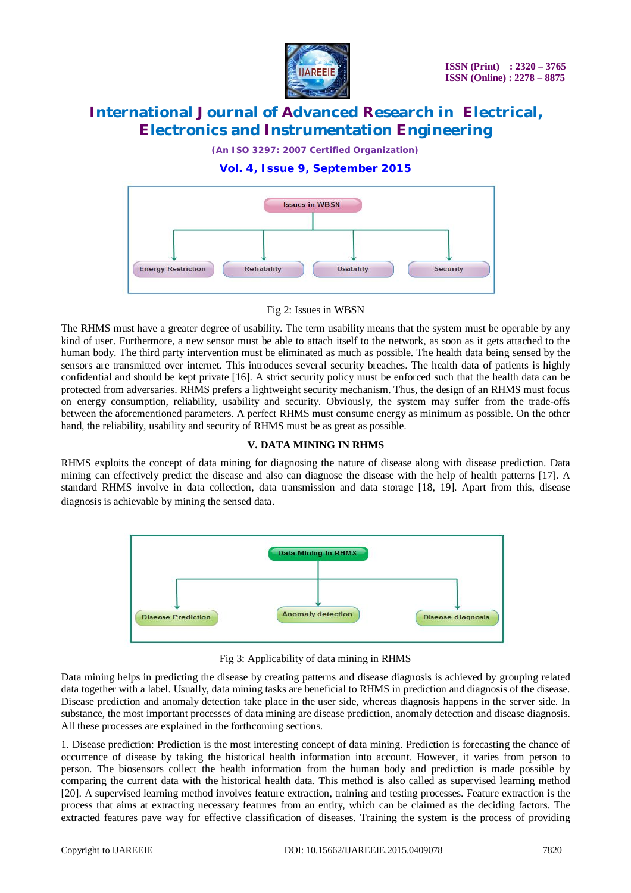Fig 2: Issues in WBSN

The RHMS must have a greater degree of usability. The term usability means that the system must be operable by any kind of user. Furthermore, a new sensor must be able to attach itself to the network, as soon as it gets attached to the human body. The third party intervention must be eliminated as much as possible. The health data being sensed by the sensors are transmitted over internet. This introduces several security breaches. The health data of patients is highly confidential and should be kept private [16]. A strict security policy must be enforced such that the health data can be protected from adversaries. RHMS prefers a lightweight security mechanism. Thus, the design of an RHMS must focus on energy consumption, reliability, usability and security. Obviously, the system may suffer from the trade-offs between the aforementioned parameters. A perfect RHMS must consume energy as minimum as possible. On the other hand, the reliability, usability and security of RHMS must be as great as possible.

## V. DATA MINING IN RHMS

RHMS exploits the concept of data mining for diagnosing the nature of disease along with disease prediction. Data mining can effectively predict the disease and also can diagnose the disease with the help of health patterns [17]. A standard RHMS involve in data collection, data transmission and data storage [18, 19]. Apart from this, disease diagnosis is achievable by mining the sensed data.

Fig 3: Applicability of data mining in RHMS

Data mining helps in predicting the disease by creating patterns and disease diagnosis is achieved by grouping related data together with a label. Usually, data mining tasks are beneficial to RHMS in prediction and diagnosis of the disease. Disease prediction and anomaly detection take place in the user side, whereas diagnosis happens in the server side. In substance, the most important processes of data mining are disease prediction, anomaly detection and disease diagnosis. All these processes are explained in the forthcoming sections.

1. Disease prediction: Prediction is the most interesting concept of data mining. Prediction is forecasting the chance of occurrence of disease by taking the historical health information into account. However, it varies from person to person. The biosensors collect the health information from the human body and prediction is made possible by comparing the current data with the historical health data. This method is also called as supervised learning method [20]. A supervised learning method involves feature extraction, training and testing processes. Feature extraction is the process that aims at extracting necessary features from an entity, which can be claimed as the deciding factors. The extracted features pave way for effective classification of diseases. Training the system is the process of providing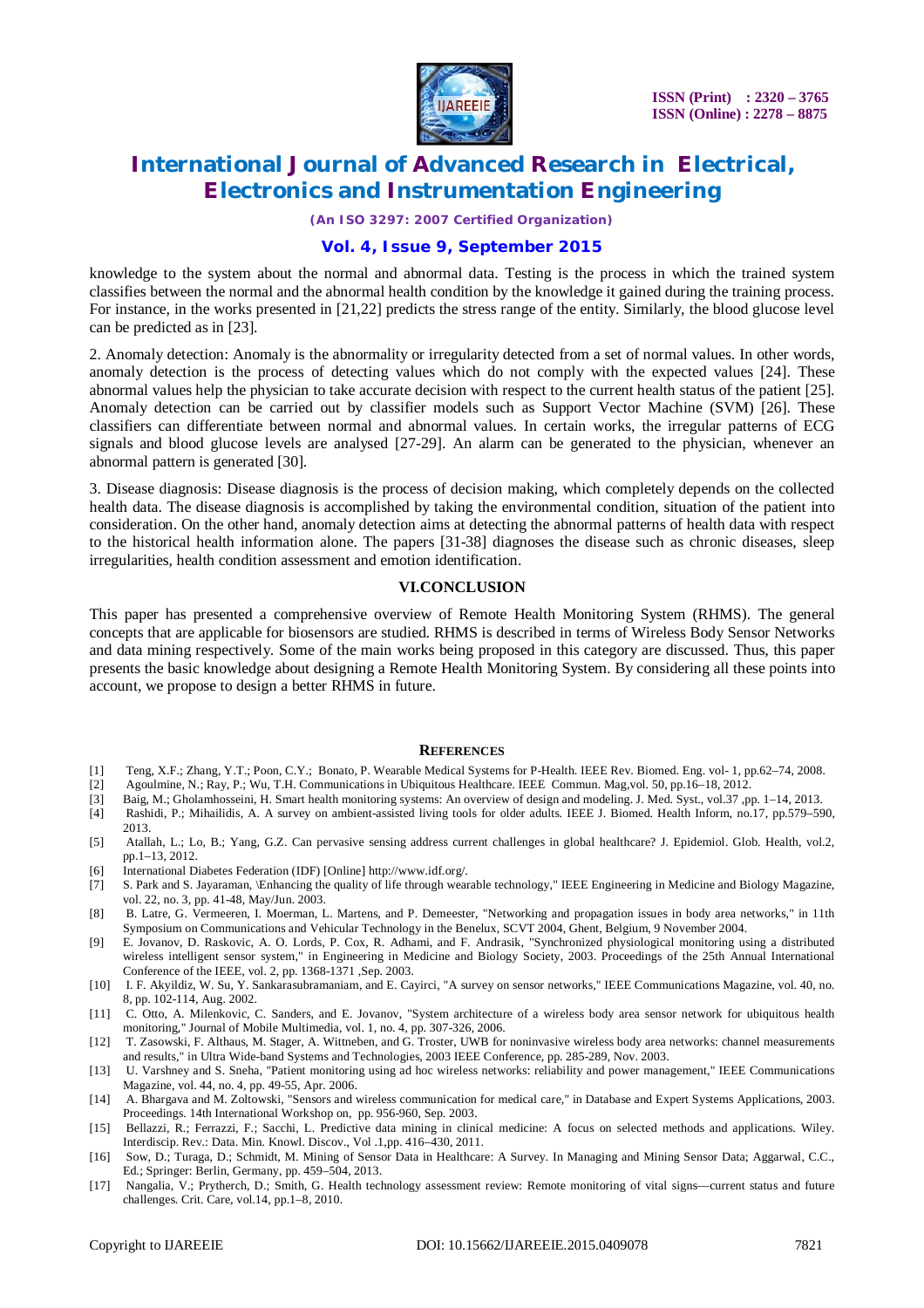knowledge to the system about the normal and abnormal data. Testing is the process in which the trained system classifies between the normal and the abnormal health condition by the knowledge it gained during the training process. For instance, in the works presented in [21,22] predicts the stress range of the entity. Similarly, the blood glucose level can be predicted as in [23].

2. Anomaly detection: Anomaly is the abnormality or irregularity detected from a set of normal values. In other words, anomaly detection is the process of detecting values which do not comply with the expected values [24]. These abnormal values help the physician to take accurate decision with respect to the current health status of the patient [25]. Anomaly detection can be carried out by classifier models such as Support Vector Machine (SVM) [26]. These classifiers can differentiate between normal and abnormal values. In certain works, the irregular patterns of ECG signals and blood glucose levels are analysed [27-29]. An alarm can be generated to the physician, whenever an abnormal pattern is generated [30].

3. Disease diagnosis: Disease diagnosis is the process of decision making, which completely depends on the collected health data. The disease diagnosis is accomplished by taking the environmental condition, situation of the patient into consideration. On the other hand, anomaly detection aims at detecting the abnormal patterns of health data with respect to the historical health information alone. The papers [31-38] diagnoses the disease such as chronic diseases, sleep irregularities, health condition assessment and emotion identification.

## VI.CONCLUSION

This paper has presented a comprehensive overview of Remote Health Monitoring System (RHMS). The general concepts that are applicable for biosensors are studied. RHMS is described in terms of Wireless Body Sensor Networks and data mining respectively. Some of the main works being proposed in this category are discussed. Thus, this paper presents the basic knowledge about designing a Remote Health Monitoring System. By considering all these points into account, we propose to design a better RHMS in future.

## REFERENCES

[1] Teng, X.F.; Zhang, Y.T.; Poon, C.Y.; Bonato, P. Wearable Medical Systems for P-Health. IEEE Rev. Biomed. Eng. vol- 1, pp.62–74, 2008.

[2] Agoulmine, N.; Ray, P.; Wu, T.H. Communications in Ubiquitous Healthcare. IEEE Commun. Mag,vol. 50, pp.16–18, 2012.

[3] Baig, M.; Gholamhosseini, H. Smart health monitoring systems: An overview of design and modeling. J. Med. Syst., vol.37 ,pp. 1–14, 2013.

[4] Rashidi, P.; Mihailidis, A. A survey on ambient-assisted living tools for older adults. IEEE J. Biomed. Health Inform, no.17, pp.579–590, 2013.

[5] Atallah, L.; Lo, B.; Yang, G.Z. Can pervasive sensing address current challenges in global healthcare? J. Epidemiol. Glob. Health, vol.2, pp.1–13, 2012.

[6] International Diabetes Federation (IDF) [Online] http://www.idf.org/.

[7] S. Park and S. Jayaraman, \Enhancing the quality of life through wearable technology," IEEE Engineering in Medicine and Biology Magazine, vol. 22, no. 3, pp. 41-48, May/Jun. 2003.

[8] B. Latre, G. Vermeeren, I. Moerman, L. Martens, and P. Demeester, "Networking and propagation issues in body area networks," in 11th Symposium on Communications and Vehicular Technology in the Benelux, SCVT 2004, Ghent, Belgium, 9 November 2004.

[9] E. Jovanov, D. Raskovic, A. O. Lords, P. Cox, R. Adhami, and F. Andrasik, "Synchronized physiological monitoring using a distributed wireless intelligent sensor system," in Engineering in Medicine and Biology Society, 2003. Proceedings of the 25th Annual International Conference of the IEEE, vol. 2, pp. 1368-1371 ,Sep. 2003.

[10] I. F. Akyildiz, W. Su, Y. Sankarasubramaniam, and E. Cayirci, "A survey on sensor networks," IEEE Communications Magazine, vol. 40, no. 8, pp. 102-114, Aug. 2002.

[11] C. Otto, A. Milenkovic, C. Sanders, and E. Jovanov, "System architecture of a wireless body area sensor network for ubiquitous health monitoring," Journal of Mobile Multimedia, vol. 1, no. 4, pp. 307-326, 2006.

[12] T. Zasowski, F. Althaus, M. Stager, A. Wittneben, and G. Troster, UWB for noninvasive wireless body area networks: channel measurements and results," in Ultra Wide-band Systems and Technologies, 2003 IEEE Conference, pp. 285-289, Nov. 2003.

[13] U. Varshney and S. Sneha, "Patient monitoring using ad hoc wireless networks: reliability and power management," IEEE Communications Magazine, vol. 44, no. 4, pp. 49-55, Apr. 2006.

[14] A. Bhargava and M. Zoltowski, "Sensors and wireless communication for medical care," in Database and Expert Systems Applications, 2003. Proceedings. 14th International Workshop on, pp. 956-960, Sep. 2003.

[15] Bellazzi, R.; Ferrazzi, F.; Sacchi, L. Predictive data mining in clinical medicine: A focus on selected methods and applications. Wiley. Interdiscip. Rev.: Data. Min. Knowl. Discov., Vol .1,pp. 416–430, 2011.

[16] Sow, D.; Turaga, D.; Schmidt, M. Mining of Sensor Data in Healthcare: A Survey. In Managing and Mining Sensor Data; Aggarwal, C.C., Ed.; Springer: Berlin, Germany, pp. 459–504, 2013.

[17] Nangalia, V.; Prytherch, D.; Smith, G. Health technology assessment review: Remote monitoring of vital signs—current status and future challenges. Crit. Care, vol.14, pp.1–8, 2010.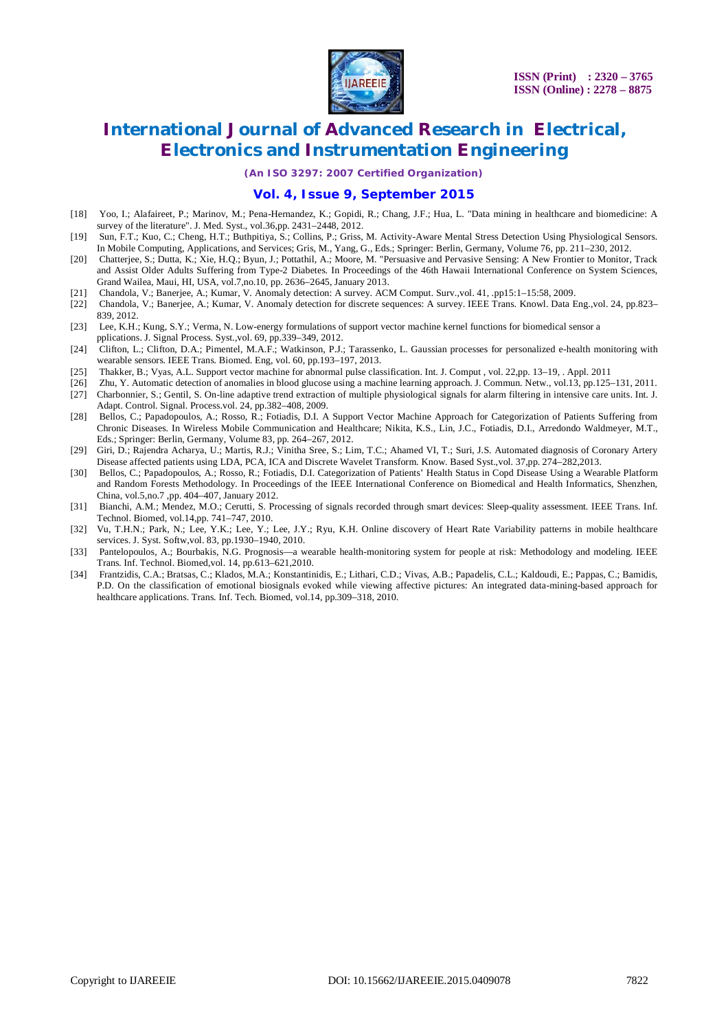[18] Yoo, I.; Alafaireet, P.; Marinov, M.; Pena-Hernandez, K.; Gopidi, R.; Chang, J.F.; Hua, L. "Data mining in healthcare and biomedicine: A survey of the literature". J. Med. Syst., vol.36,pp. 2431–2448, 2012.

[19] Sun, F.T.; Kuo, C.; Cheng, H.T.; Buthpitiya, S.; Collins, P.; Griss, M. Activity-Aware Mental Stress Detection Using Physiological Sensors. In Mobile Computing, Applications, and Services; Gris, M., Yang, G., Eds.; Springer: Berlin, Germany, Volume 76, pp. 211–230, 2012.

[20] Chatterjee, S.; Dutta, K.; Xie, H.Q.; Byun, J.; Pottathil, A.; Moore, M. "Persuasive and Pervasive Sensing: A New Frontier to Monitor, Track and Assist Older Adults Suffering from Type-2 Diabetes. In Proceedings of the 46th Hawaii International Conference on System Sciences, Grand Wailea, Maui, HI, USA, vol.7,no.10, pp. 2636–2645, January 2013.

[21] Chandola, V.; Banerjee, A.; Kumar, V. Anomaly detection: A survey. ACM Comput. Surv.,vol. 41, .pp15:1–15:58, 2009.

[22] Chandola, V.; Banerjee, A.; Kumar, V. Anomaly detection for discrete sequences: A survey. IEEE Trans. Knowl. Data Eng.,vol. 24, pp.823–839, 2012.

[23] Lee, K.H.; Kung, S.Y.; Verma, N. Low-energy formulations of support vector machine kernel functions for biomedical sensor a pplications. J. Signal Process. Syst.,vol. 69, pp.339–349, 2012.

[24] Clifton, L.; Clifton, D.A.; Pimentel, M.A.F.; Watkinson, P.J.; Tarassenko, L. Gaussian processes for personalized e-health monitoring with wearable sensors. IEEE Trans. Biomed. Eng, vol. 60, pp.193–197, 2013.

[25] Thakker, B.; Vyas, A.L. Support vector machine for abnormal pulse classification. Int. J. Comput , vol. 22,pp. 13–19, . Appl. 2011

[26] Zhu, Y. Automatic detection of anomalies in blood glucose using a machine learning approach. J. Commun. Netw., vol.13, pp.125–131, 2011.

[27] Charbonnier, S.; Gentil, S. On-line adaptive trend extraction of multiple physiological signals for alarm filtering in intensive care units. Int. J. Adapt. Control. Signal. Process.vol. 24, pp.382–408, 2009.

[28] Bellos, C.; Papadopoulos, A.; Rosso, R.; Fotiadis, D.I. A Support Vector Machine Approach for Categorization of Patients Suffering from Chronic Diseases. In Wireless Mobile Communication and Healthcare; Nikita, K.S., Lin, J.C., Fotiadis, D.I., Arredondo Waldmeyer, M.T., Eds.; Springer: Berlin, Germany, Volume 83, pp. 264–267, 2012.

[29] Giri, D.; Rajendra Acharya, U.; Martis, R.J.; Vinitha Sree, S.; Lim, T.C.; Ahamed VI, T.; Suri, J.S. Automated diagnosis of Coronary Artery Disease affected patients using LDA, PCA, ICA and Discrete Wavelet Transform. Know. Based Syst.,vol. 37,pp. 274–282,2013.

[30] Bellos, C.; Papadopoulos, A.; Rosso, R.; Fotiadis, D.I. Categorization of Patients' Health Status in Copd Disease Using a Wearable Platform and Random Forests Methodology. In Proceedings of the IEEE International Conference on Biomedical and Health Informatics, Shenzhen, China, vol.5,no.7 ,pp. 404–407, January 2012.

[31] Bianchi, A.M.; Mendez, M.O.; Cerutti, S. Processing of signals recorded through smart devices: Sleep-quality assessment. IEEE Trans. Inf. Technol. Biomed, vol.14,pp. 741–747, 2010.

[32] Vu, T.H.N.; Park, N.; Lee, Y.K.; Lee, Y.; Lee, J.Y.; Ryu, K.H. Online discovery of Heart Rate Variability patterns in mobile healthcare services. J. Syst. Softw,vol. 83, pp.1930–1940, 2010.

[33] Pantelopoulos, A.; Bourbakis, N.G. Prognosis—a wearable health-monitoring system for people at risk: Methodology and modeling. IEEE Trans. Inf. Technol. Biomed,vol. 14, pp.613–621,2010.

[34] Frantzidis, C.A.; Bratsas, C.; Klados, M.A.; Konstantinidis, E.; Lithari, C.D.; Vivas, A.B.; Papadelis, C.L.; Kaldoudi, E.; Pappas, C.; Bamidis, P.D. On the classification of emotional biosignals evoked while viewing affective pictures: An integrated data-mining-based approach for healthcare applications. Trans. Inf. Tech. Biomed, vol.14, pp.309–318, 2010.